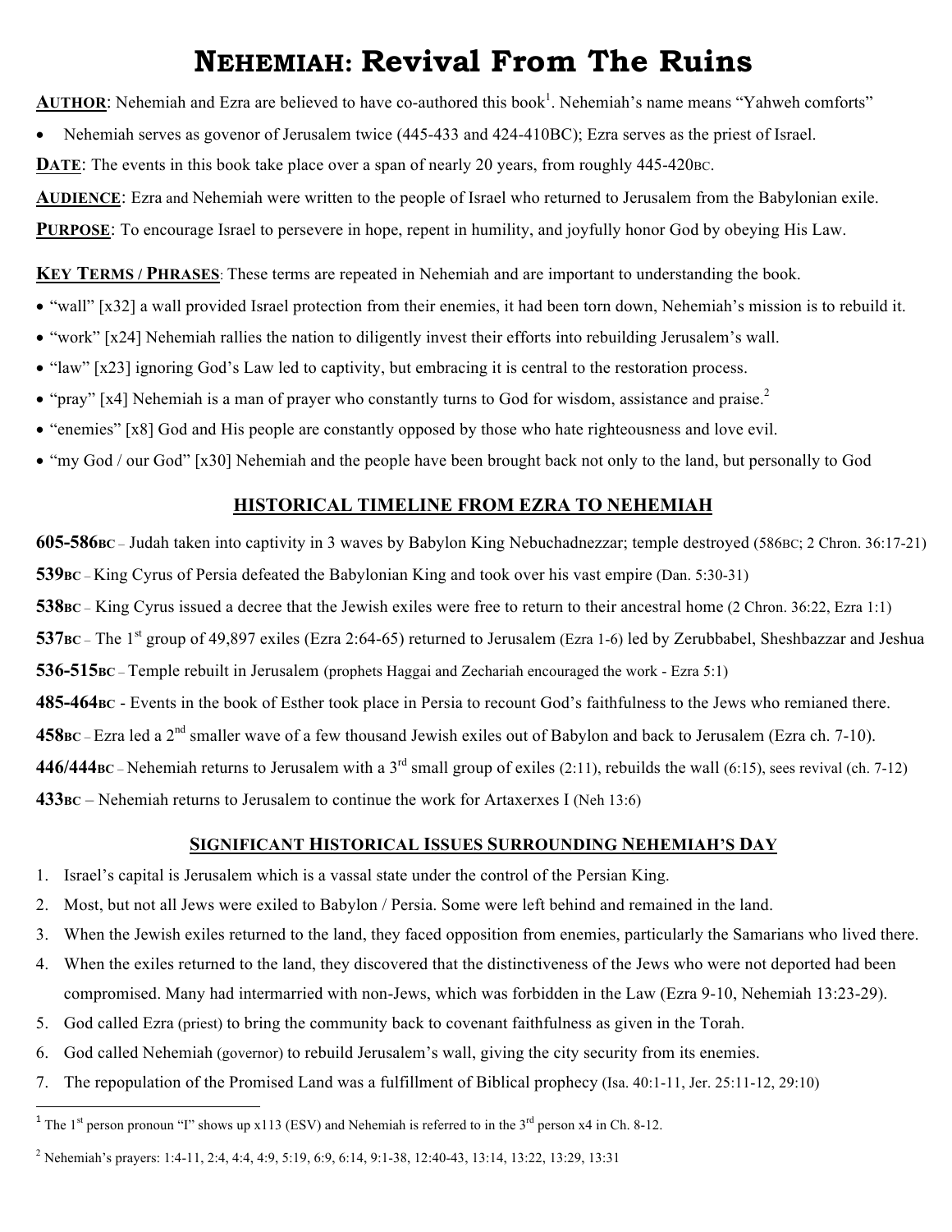# NEHEMIAH: Revival From The Ruins

**AUTHOR**: Nehemiah and Ezra are believed to have co-authored this book[1]. Nehemiah's name means "Yahweh comforts"

- Nehemiah serves as govenor of Jerusalem twice (445-433 and 424-410BC); Ezra serves as the priest of Israel.

**DATE**: The events in this book take place over a span of nearly 20 years, from roughly 445-420BC.

**AUDIENCE**: Ezra and Nehemiah were written to the people of Israel who returned to Jerusalem from the Babylonian exile.

**PURPOSE**: To encourage Israel to persevere in hope, repent in humility, and joyfully honor God by obeying His Law.

**KEY TERMS / PHRASES**: These terms are repeated in Nehemiah and are important to understanding the book.

- "wall" [x32] a wall provided Israel protection from their enemies, it had been torn down, Nehemiah's mission is to rebuild it.
- "work" [x24] Nehemiah rallies the nation to diligently invest their efforts into rebuilding Jerusalem's wall.
- "law" [x23] ignoring God's Law led to captivity, but embracing it is central to the restoration process.
- "pray" [x4] Nehemiah is a man of prayer who constantly turns to God for wisdom, assistance and praise.[2]
- "enemies" [x8] God and His people are constantly opposed by those who hate righteousness and love evil.
- "my God / our God" [x30] Nehemiah and the people have been brought back not only to the land, but personally to God

## HISTORICAL TIMELINE FROM EZRA TO NEHEMIAH

**605-586BC** – Judah taken into captivity in 3 waves by Babylon King Nebuchadnezzar; temple destroyed (586BC; 2 Chron. 36:17-21)

**539BC** – King Cyrus of Persia defeated the Babylonian King and took over his vast empire (Dan. 5:30-31)

**538BC** – King Cyrus issued a decree that the Jewish exiles were free to return to their ancestral home (2 Chron. 36:22, Ezra 1:1)

**537BC** – The 1st group of 49,897 exiles (Ezra 2:64-65) returned to Jerusalem (Ezra 1-6) led by Zerubbabel, Sheshbazzar and Jeshua

**536-515BC** – Temple rebuilt in Jerusalem (prophets Haggai and Zechariah encouraged the work - Ezra 5:1)

**485-464BC** - Events in the book of Esther took place in Persia to recount God's faithfulness to the Jews who remianed there.

**458BC** – Ezra led a 2nd smaller wave of a few thousand Jewish exiles out of Babylon and back to Jerusalem (Ezra ch. 7-10).

**446/444BC** – Nehemiah returns to Jerusalem with a 3rd small group of exiles (2:11), rebuilds the wall (6:15), sees revival (ch. 7-12)

**433BC** – Nehemiah returns to Jerusalem to continue the work for Artaxerxes I (Neh 13:6)

## SIGNIFICANT HISTORICAL ISSUES SURROUNDING NEHEMIAH'S DAY

1. Israel's capital is Jerusalem which is a vassal state under the control of the Persian King.
2. Most, but not all Jews were exiled to Babylon / Persia. Some were left behind and remained in the land.
3. When the Jewish exiles returned to the land, they faced opposition from enemies, particularly the Samarians who lived there.
4. When the exiles returned to the land, they discovered that the distinctiveness of the Jews who were not deported had been compromised. Many had intermarried with non-Jews, which was forbidden in the Law (Ezra 9-10, Nehemiah 13:23-29).
5. God called Ezra (priest) to bring the community back to covenant faithfulness as given in the Torah.
6. God called Nehemiah (governor) to rebuild Jerusalem's wall, giving the city security from its enemies.
7. The repopulation of the Promised Land was a fulfillment of Biblical prophecy (Isa. 40:1-11, Jer. 25:11-12, 29:10)

---

[1] The 1st person pronoun "I" shows up x113 (ESV) and Nehemiah is referred to in the 3rd person x4 in Ch. 8-12.

[2] Nehemiah's prayers: 1:4-11, 2:4, 4:4, 4:9, 5:19, 6:9, 6:14, 9:1-38, 12:40-43, 13:14, 13:22, 13:29, 13:31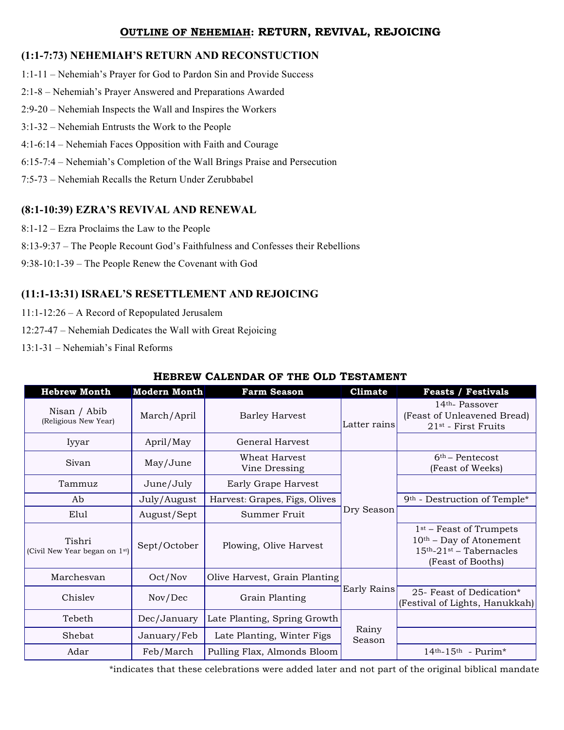## Outline of Nehemiah: RETURN, REVIVAL, REJOICING

### (1:1-7:73) NEHEMIAH'S RETURN AND RECONSTUCTION

1:1-11 – Nehemiah's Prayer for God to Pardon Sin and Provide Success

2:1-8 – Nehemiah's Prayer Answered and Preparations Awarded

2:9-20 – Nehemiah Inspects the Wall and Inspires the Workers

3:1-32 – Nehemiah Entrusts the Work to the People

4:1-6:14 – Nehemiah Faces Opposition with Faith and Courage

6:15-7:4 – Nehemiah's Completion of the Wall Brings Praise and Persecution

7:5-73 – Nehemiah Recalls the Return Under Zerubbabel

### (8:1-10:39) EZRA'S REVIVAL AND RENEWAL

8:1-12 – Ezra Proclaims the Law to the People

8:13-9:37 – The People Recount God's Faithfulness and Confesses their Rebellions

9:38-10:1-39 – The People Renew the Covenant with God

### (11:1-13:31) ISRAEL'S RESETTLEMENT AND REJOICING

11:1-12:26 – A Record of Repopulated Jerusalem

12:27-47 – Nehemiah Dedicates the Wall with Great Rejoicing

13:1-31 – Nehemiah's Final Reforms

### Hebrew Calendar of the Old Testament

| Hebrew Month | Modern Month | Farm Season | Climate | Feasts / Festivals |
|---|---|---|---|---|
| Nisan / Abib (Religious New Year) | March/April | Barley Harvest | Latter rains | 14th- Passover (Feast of Unleavened Bread) 21st - First Fruits |
| Iyyar | April/May | General Harvest | | |
| Sivan | May/June | Wheat Harvest Vine Dressing | Dry Season | 6th – Pentecost (Feast of Weeks) |
| Tammuz | June/July | Early Grape Harvest | | |
| Ab | July/August | Harvest: Grapes, Figs, Olives | | 9th - Destruction of Temple* |
| Elul | August/Sept | Summer Fruit | | |
| Tishri (Civil New Year began on 1st) | Sept/October | Plowing, Olive Harvest | | 1st – Feast of Trumpets 10th – Day of Atonement 15th-21st – Tabernacles (Feast of Booths) |
| Marchesvan | Oct/Nov | Olive Harvest, Grain Planting | Early Rains | |
| Chislev | Nov/Dec | Grain Planting | | 25- Feast of Dedication* (Festival of Lights, Hanukkah) |
| Tebeth | Dec/January | Late Planting, Spring Growth | Rainy Season | |
| Shebat | January/Feb | Late Planting, Winter Figs | | |
| Adar | Feb/March | Pulling Flax, Almonds Bloom | | 14th-15th - Purim* |

*indicates that these celebrations were added later and not part of the original biblical mandate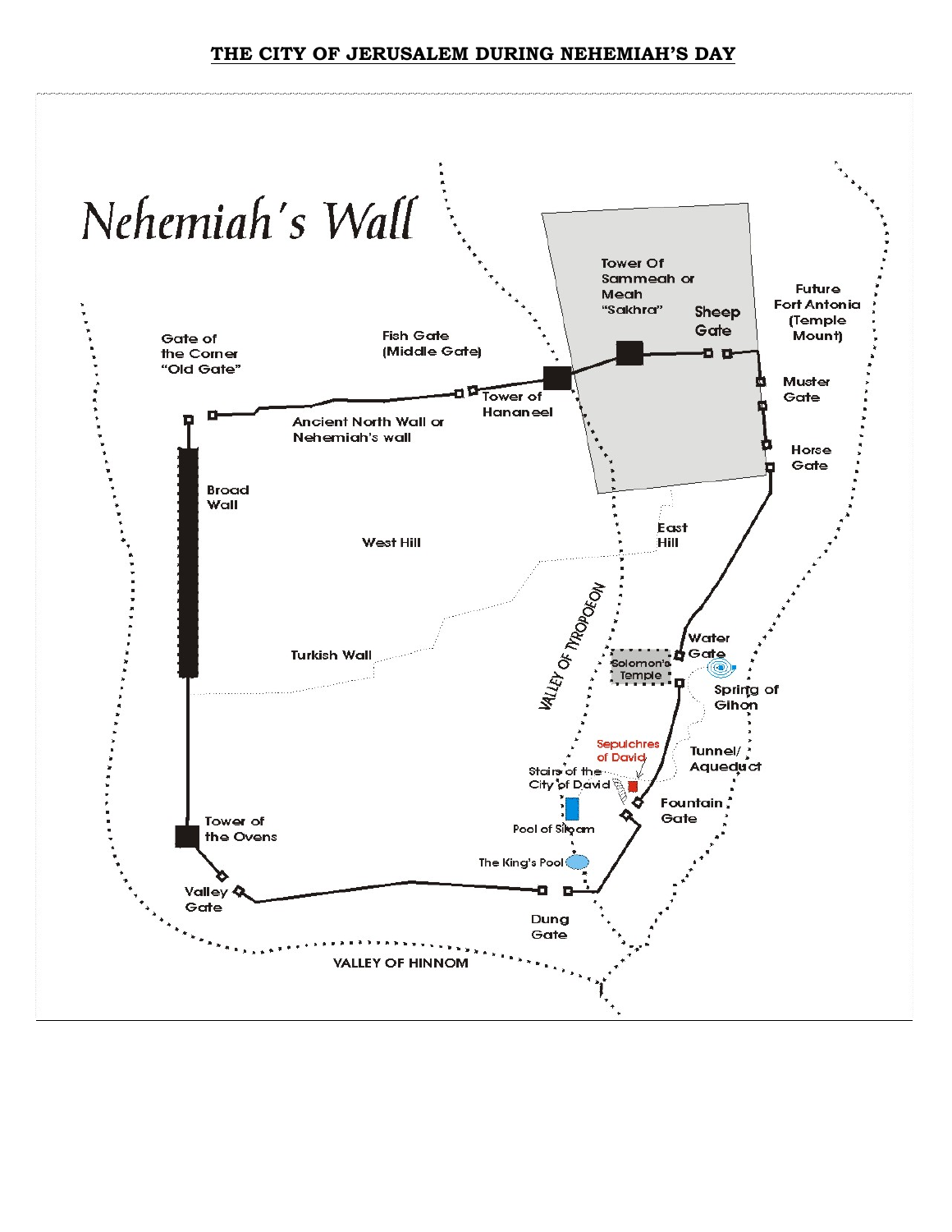# THE CITY OF JERUSALEM DURING NEHEMIAH'S DAY

## Nehemiah's Wall

Tower Of Sammeah or Meah "Sakhra"

Sheep Gate

Future Fort Antonia (Temple Mount)

Gate of the Corner "Old Gate"

Fish Gate (Middle Gate)

Tower of Hananeel

Ancient North Wall or Nehemiah's wall

Muster Gate

Horse Gate

Broad Wall

West Hill

East Hill

Turkish Wall

VALLEY OF TYROPOEON

Water Gate

Solomon's Temple

Spring of Gihon

Sepulchres of David

Tunnel/ Aqueduct

Stairs of the City of David

Fountain Gate

Tower of the Ovens

Pool of Siloam

The King's Pool

Valley Gate

Dung Gate

VALLEY OF HINNOM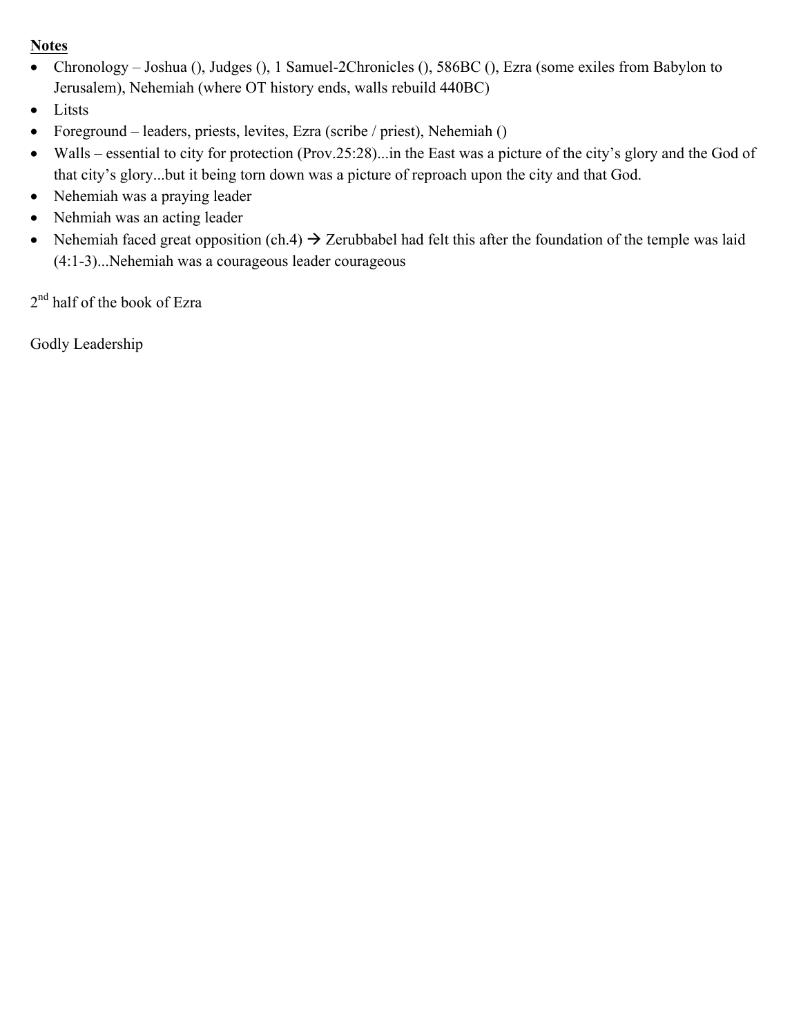**Notes**

- Chronology – Joshua (), Judges (), 1 Samuel-2Chronicles (), 586BC (), Ezra (some exiles from Babylon to Jerusalem), Nehemiah (where OT history ends, walls rebuild 440BC)
- Litsts
- Foreground – leaders, priests, levites, Ezra (scribe / priest), Nehemiah ()
- Walls – essential to city for protection (Prov.25:28)...in the East was a picture of the city's glory and the God of that city's glory...but it being torn down was a picture of reproach upon the city and that God.
- Nehemiah was a praying leader
- Nehmiah was an acting leader
- Nehemiah faced great opposition (ch.4) → Zerubbabel had felt this after the foundation of the temple was laid (4:1-3)...Nehemiah was a courageous leader courageous

2nd half of the book of Ezra

Godly Leadership